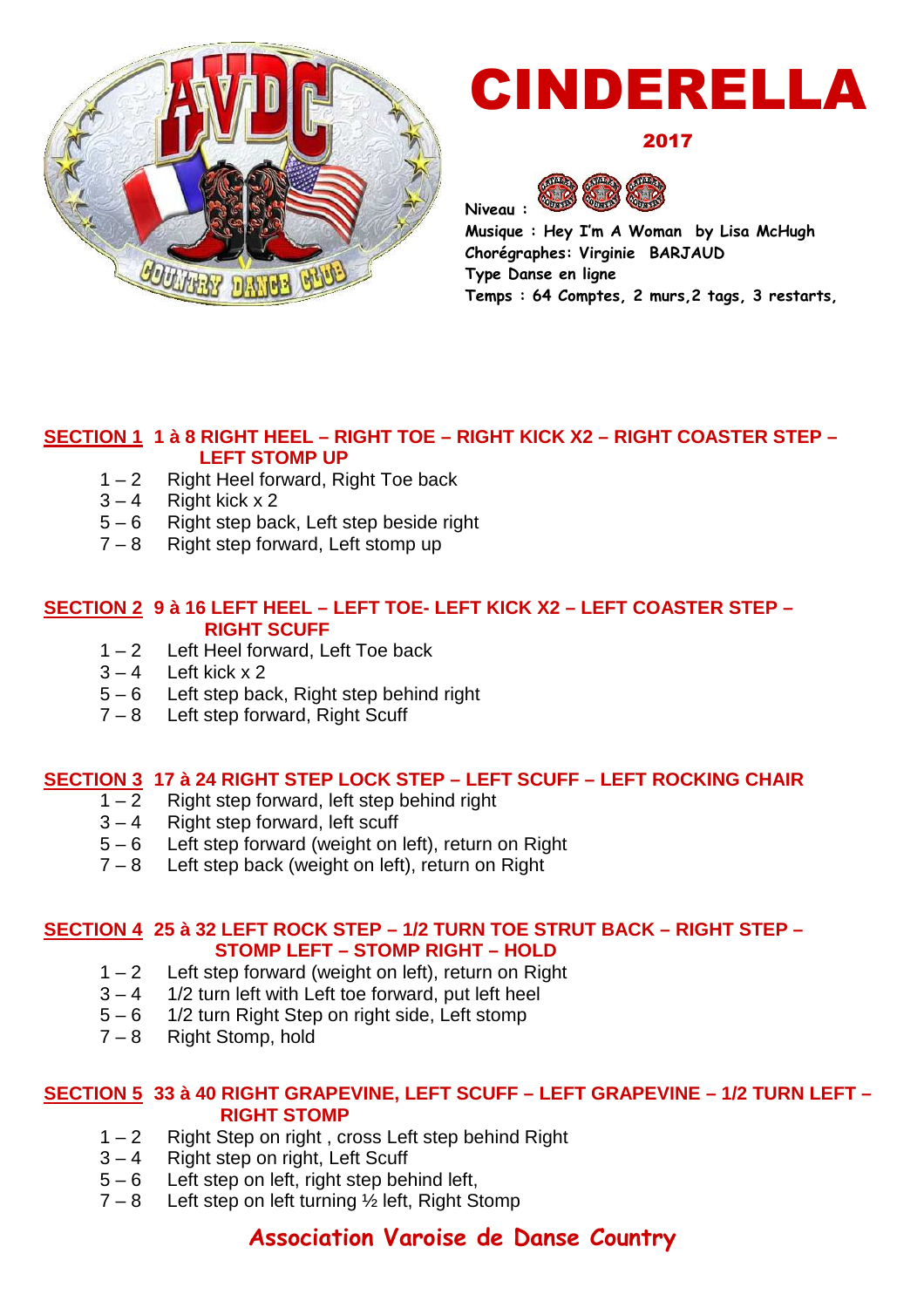# CINDERELLA

**2017**

**Niveau :**

**Musique : Hey I'm A Woman by Lisa McHugh**
**Chorégraphes: Virginie BARJAUD**
**Type Danse en ligne**
**Temps : 64 Comptes, 2 murs,2 tags, 3 restarts,**

## SECTION 1 1 à 8 RIGHT HEEL – RIGHT TOE – RIGHT KICK X2 – RIGHT COASTER STEP – LEFT STOMP UP

- 1 – 2 Right Heel forward, Right Toe back
- 3 – 4 Right kick x 2
- 5 – 6 Right step back, Left step beside right
- 7 – 8 Right step forward, Left stomp up

## SECTION 2 9 à 16 LEFT HEEL – LEFT TOE- LEFT KICK X2 – LEFT COASTER STEP – RIGHT SCUFF

- 1 – 2 Left Heel forward, Left Toe back
- 3 – 4 Left kick x 2
- 5 – 6 Left step back, Right step behind right
- 7 – 8 Left step forward, Right Scuff

## SECTION 3 17 à 24 RIGHT STEP LOCK STEP – LEFT SCUFF – LEFT ROCKING CHAIR

- 1 – 2 Right step forward, left step behind right
- 3 – 4 Right step forward, left scuff
- 5 – 6 Left step forward (weight on left), return on Right
- 7 – 8 Left step back (weight on left), return on Right

## SECTION 4 25 à 32 LEFT ROCK STEP – 1/2 TURN TOE STRUT BACK – RIGHT STEP – STOMP LEFT – STOMP RIGHT – HOLD

- 1 – 2 Left step forward (weight on left), return on Right
- 3 – 4 1/2 turn left with Left toe forward, put left heel
- 5 – 6 1/2 turn Right Step on right side, Left stomp
- 7 – 8 Right Stomp, hold

## SECTION 5 33 à 40 RIGHT GRAPEVINE, LEFT SCUFF – LEFT GRAPEVINE – 1/2 TURN LEFT – RIGHT STOMP

- 1 – 2 Right Step on right , cross Left step behind Right
- 3 – 4 Right step on right, Left Scuff
- 5 – 6 Left step on left, right step behind left,
- 7 – 8 Left step on left turning ½ left, Right Stomp

**Association Varoise de Danse Country**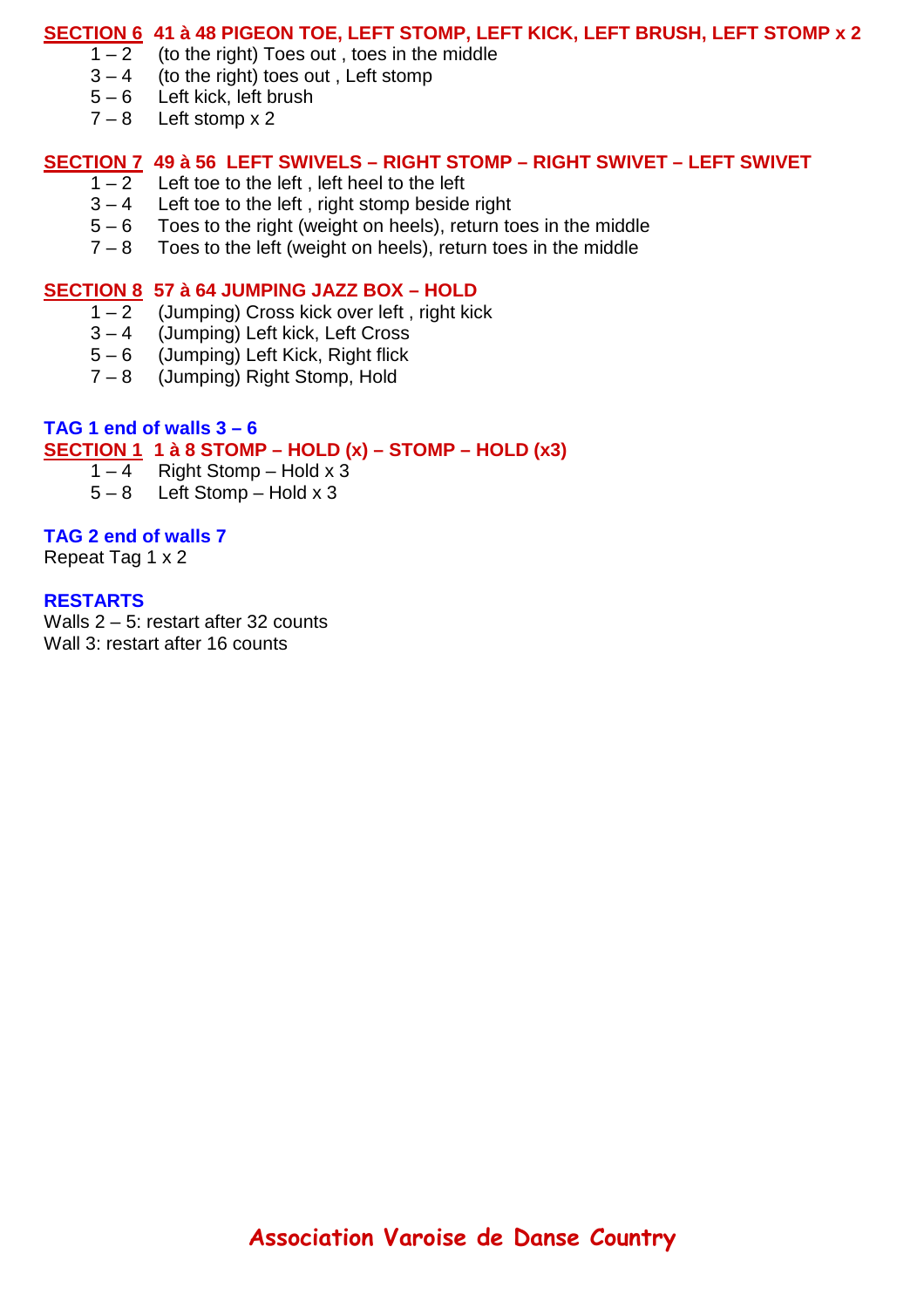**SECTION 6 41 à 48 PIGEON TOE, LEFT STOMP, LEFT KICK, LEFT BRUSH, LEFT STOMP x 2**

1 – 2 (to the right) Toes out , toes in the middle
3 – 4 (to the right) toes out , Left stomp
5 – 6 Left kick, left brush
7 – 8 Left stomp x 2

**SECTION 7 49 à 56 LEFT SWIVELS – RIGHT STOMP – RIGHT SWIVET – LEFT SWIVET**

1 – 2 Left toe to the left , left heel to the left
3 – 4 Left toe to the left , right stomp beside right
5 – 6 Toes to the right (weight on heels), return toes in the middle
7 – 8 Toes to the left (weight on heels), return toes in the middle

**SECTION 8 57 à 64 JUMPING JAZZ BOX – HOLD**

1 – 2 (Jumping) Cross kick over left , right kick
3 – 4 (Jumping) Left kick, Left Cross
5 – 6 (Jumping) Left Kick, Right flick
7 – 8 (Jumping) Right Stomp, Hold

**TAG 1 end of walls 3 – 6**

**SECTION 1 1 à 8 STOMP – HOLD (x) – STOMP – HOLD (x3)**

1 – 4 Right Stomp – Hold x 3
5 – 8 Left Stomp – Hold x 3

**TAG 2 end of walls 7**

Repeat Tag 1 x 2

**RESTARTS**

Walls 2 – 5: restart after 32 counts
Wall 3: restart after 16 counts

**Association Varoise de Danse Country**